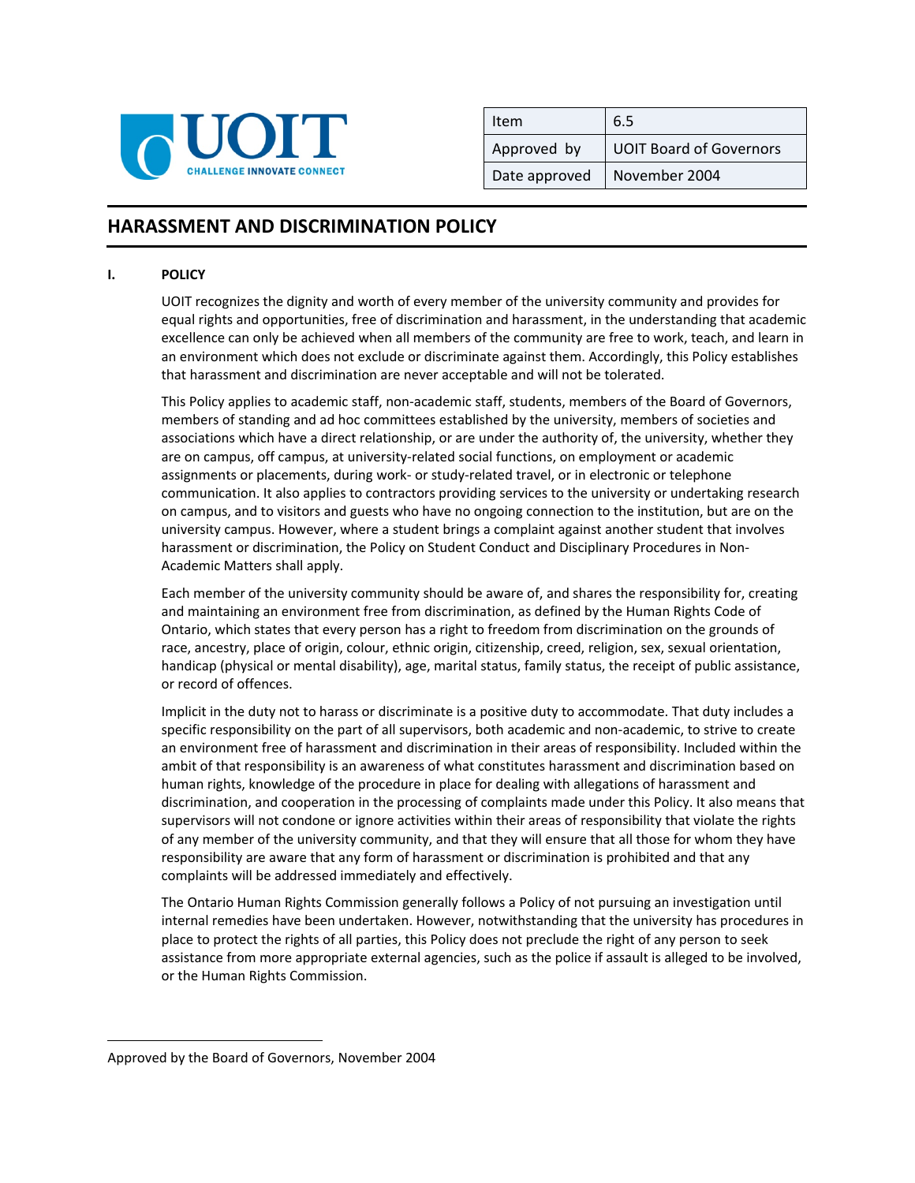| Item | 6.5 |
| --- | --- |
| Approved by | UOIT Board of Governors |
| Date approved | November 2004 |

# HARASSMENT AND DISCRIMINATION POLICY

## I. POLICY

UOIT recognizes the dignity and worth of every member of the university community and provides for equal rights and opportunities, free of discrimination and harassment, in the understanding that academic excellence can only be achieved when all members of the community are free to work, teach, and learn in an environment which does not exclude or discriminate against them. Accordingly, this Policy establishes that harassment and discrimination are never acceptable and will not be tolerated.

This Policy applies to academic staff, non-academic staff, students, members of the Board of Governors, members of standing and ad hoc committees established by the university, members of societies and associations which have a direct relationship, or are under the authority of, the university, whether they are on campus, off campus, at university-related social functions, on employment or academic assignments or placements, during work- or study-related travel, or in electronic or telephone communication. It also applies to contractors providing services to the university or undertaking research on campus, and to visitors and guests who have no ongoing connection to the institution, but are on the university campus. However, where a student brings a complaint against another student that involves harassment or discrimination, the Policy on Student Conduct and Disciplinary Procedures in Non-Academic Matters shall apply.

Each member of the university community should be aware of, and shares the responsibility for, creating and maintaining an environment free from discrimination, as defined by the Human Rights Code of Ontario, which states that every person has a right to freedom from discrimination on the grounds of race, ancestry, place of origin, colour, ethnic origin, citizenship, creed, religion, sex, sexual orientation, handicap (physical or mental disability), age, marital status, family status, the receipt of public assistance, or record of offences.

Implicit in the duty not to harass or discriminate is a positive duty to accommodate. That duty includes a specific responsibility on the part of all supervisors, both academic and non-academic, to strive to create an environment free of harassment and discrimination in their areas of responsibility. Included within the ambit of that responsibility is an awareness of what constitutes harassment and discrimination based on human rights, knowledge of the procedure in place for dealing with allegations of harassment and discrimination, and cooperation in the processing of complaints made under this Policy. It also means that supervisors will not condone or ignore activities within their areas of responsibility that violate the rights of any member of the university community, and that they will ensure that all those for whom they have responsibility are aware that any form of harassment or discrimination is prohibited and that any complaints will be addressed immediately and effectively.

The Ontario Human Rights Commission generally follows a Policy of not pursuing an investigation until internal remedies have been undertaken. However, notwithstanding that the university has procedures in place to protect the rights of all parties, this Policy does not preclude the right of any person to seek assistance from more appropriate external agencies, such as the police if assault is alleged to be involved, or the Human Rights Commission.

Approved by the Board of Governors, November 2004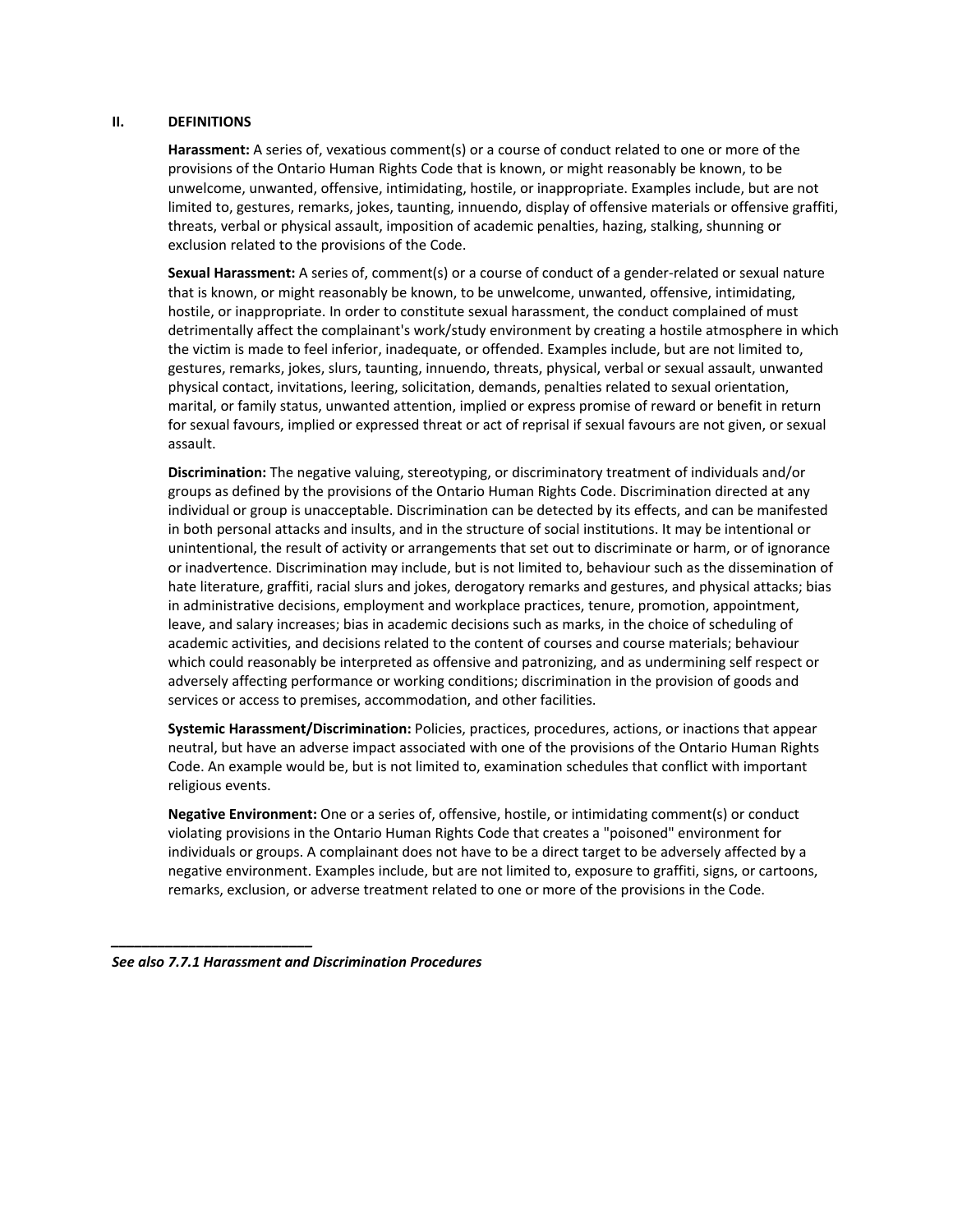## II. DEFINITIONS

**Harassment:** A series of, vexatious comment(s) or a course of conduct related to one or more of the provisions of the Ontario Human Rights Code that is known, or might reasonably be known, to be unwelcome, unwanted, offensive, intimidating, hostile, or inappropriate. Examples include, but are not limited to, gestures, remarks, jokes, taunting, innuendo, display of offensive materials or offensive graffiti, threats, verbal or physical assault, imposition of academic penalties, hazing, stalking, shunning or exclusion related to the provisions of the Code.

**Sexual Harassment:** A series of, comment(s) or a course of conduct of a gender-related or sexual nature that is known, or might reasonably be known, to be unwelcome, unwanted, offensive, intimidating, hostile, or inappropriate. In order to constitute sexual harassment, the conduct complained of must detrimentally affect the complainant's work/study environment by creating a hostile atmosphere in which the victim is made to feel inferior, inadequate, or offended. Examples include, but are not limited to, gestures, remarks, jokes, slurs, taunting, innuendo, threats, physical, verbal or sexual assault, unwanted physical contact, invitations, leering, solicitation, demands, penalties related to sexual orientation, marital, or family status, unwanted attention, implied or express promise of reward or benefit in return for sexual favours, implied or expressed threat or act of reprisal if sexual favours are not given, or sexual assault.

**Discrimination:** The negative valuing, stereotyping, or discriminatory treatment of individuals and/or groups as defined by the provisions of the Ontario Human Rights Code. Discrimination directed at any individual or group is unacceptable. Discrimination can be detected by its effects, and can be manifested in both personal attacks and insults, and in the structure of social institutions. It may be intentional or unintentional, the result of activity or arrangements that set out to discriminate or harm, or of ignorance or inadvertence. Discrimination may include, but is not limited to, behaviour such as the dissemination of hate literature, graffiti, racial slurs and jokes, derogatory remarks and gestures, and physical attacks; bias in administrative decisions, employment and workplace practices, tenure, promotion, appointment, leave, and salary increases; bias in academic decisions such as marks, in the choice of scheduling of academic activities, and decisions related to the content of courses and course materials; behaviour which could reasonably be interpreted as offensive and patronizing, and as undermining self respect or adversely affecting performance or working conditions; discrimination in the provision of goods and services or access to premises, accommodation, and other facilities.

**Systemic Harassment/Discrimination:** Policies, practices, procedures, actions, or inactions that appear neutral, but have an adverse impact associated with one of the provisions of the Ontario Human Rights Code. An example would be, but is not limited to, examination schedules that conflict with important religious events.

**Negative Environment:** One or a series of, offensive, hostile, or intimidating comment(s) or conduct violating provisions in the Ontario Human Rights Code that creates a "poisoned" environment for individuals or groups. A complainant does not have to be a direct target to be adversely affected by a negative environment. Examples include, but are not limited to, exposure to graffiti, signs, or cartoons, remarks, exclusion, or adverse treatment related to one or more of the provisions in the Code.

---

***See also 7.7.1 Harassment and Discrimination Procedures***